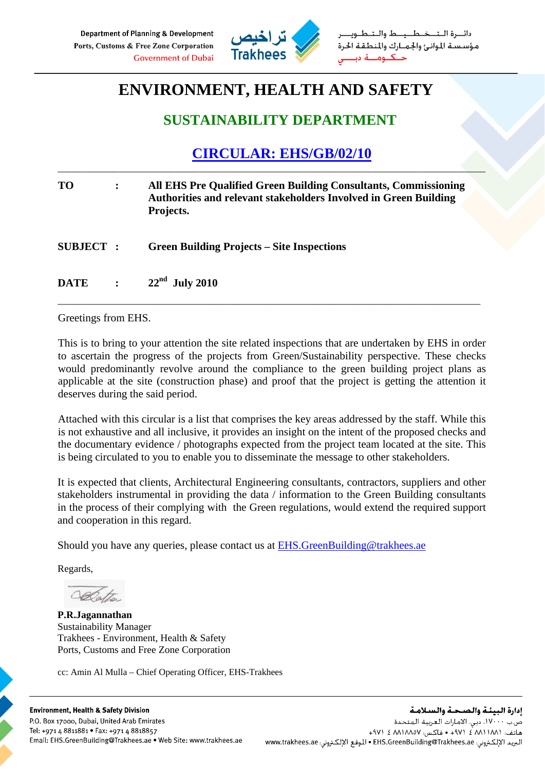Department of Planning & Development
Ports, Customs & Free Zone Corporation
Government of Dubai

تراخيص Trakhees

دائـرة الـتـخـطـيـط والـتـطـويـر
مؤسسة الموانئ والجمارك والمنطقة الحرة
حكـومـة دبـي

# ENVIRONMENT, HEALTH AND SAFETY

## SUSTAINABILITY DEPARTMENT

## CIRCULAR: EHS/GB/02/10

---

**TO** : **All EHS Pre Qualified Green Building Consultants, Commissioning Authorities and relevant stakeholders Involved in Green Building Projects.**

**SUBJECT** : **Green Building Projects – Site Inspections**

**DATE** : **22nd July 2010**

---

Greetings from EHS.

This is to bring to your attention the site related inspections that are undertaken by EHS in order to ascertain the progress of the projects from Green/Sustainability perspective. These checks would predominantly revolve around the compliance to the green building project plans as applicable at the site (construction phase) and proof that the project is getting the attention it deserves during the said period.

Attached with this circular is a list that comprises the key areas addressed by the staff. While this is not exhaustive and all inclusive, it provides an insight on the intent of the proposed checks and the documentary evidence / photographs expected from the project team located at the site. This is being circulated to you to enable you to disseminate the message to other stakeholders.

It is expected that clients, Architectural Engineering consultants, contractors, suppliers and other stakeholders instrumental in providing the data / information to the Green Building consultants in the process of their complying with the Green regulations, would extend the required support and cooperation in this regard.

Should you have any queries, please contact us at EHS.GreenBuilding@trakhees.ae

Regards,

**P.R.Jagannathan**
Sustainability Manager
Trakhees - Environment, Health & Safety
Ports, Customs and Free Zone Corporation

cc: Amin Al Mulla – Chief Operating Officer, EHS-Trakhees

---

**Environment, Health & Safety Division**
P.O. Box 17000, Dubai, United Arab Emirates
Tel: +971 4 8811881 • Fax: +971 4 8818857
Email: EHS.GreenBuilding@Trakhees.ae • Web Site: www.trakhees.ae

**إدارة البيئة والصحة والسلامة**
ص.ب ١٧٠٠٠، دبي، الامارات العربية المتحدة
هاتف: ٨٨١١٨٨١ ٤ ٩٧١+ • فاكس: ٨٨١٨٨٥٧ ٤ ٩٧١+
البريد الإلكتروني: EHS.GreenBuilding@Trakhees.ae • الموقع الإلكتروني: www.trakhees.ae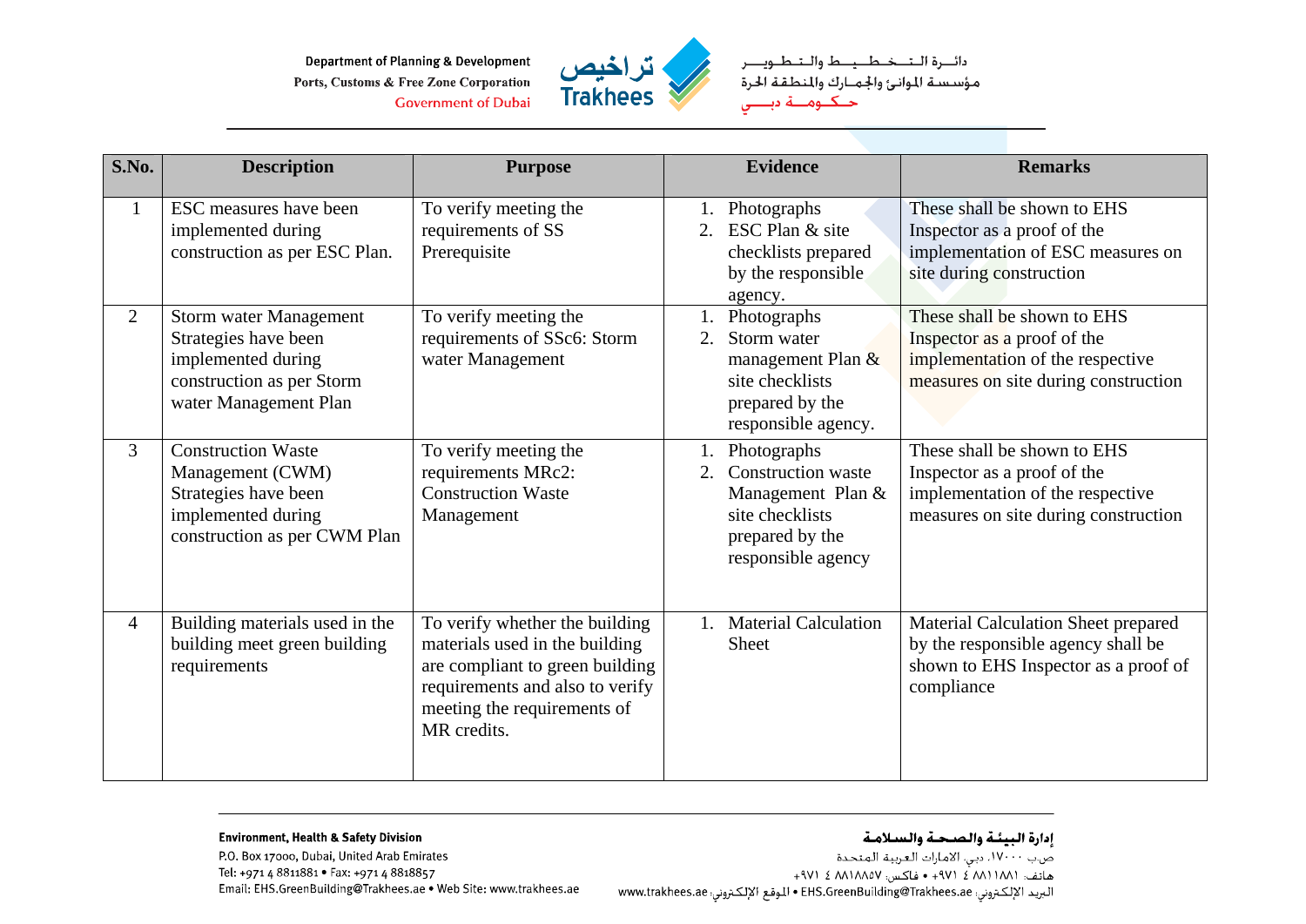| S.No. | Description | Purpose | Evidence | Remarks |
|---|---|---|---|---|
| 1 | ESC measures have been implemented during construction as per ESC Plan. | To verify meeting the requirements of SS Prerequisite | 1. Photographs<br>2. ESC Plan & site checklists prepared by the responsible agency. | These shall be shown to EHS Inspector as a proof of the implementation of ESC measures on site during construction |
| 2 | Storm water Management Strategies have been implemented during construction as per Storm water Management Plan | To verify meeting the requirements of SSc6: Storm water Management | 1. Photographs<br>2. Storm water management Plan & site checklists prepared by the responsible agency. | These shall be shown to EHS Inspector as a proof of the implementation of the respective measures on site during construction |
| 3 | Construction Waste Management (CWM) Strategies have been implemented during construction as per CWM Plan | To verify meeting the requirements MRc2: Construction Waste Management | 1. Photographs<br>2. Construction waste Management Plan & site checklists prepared by the responsible agency | These shall be shown to EHS Inspector as a proof of the implementation of the respective measures on site during construction |
| 4 | Building materials used in the building meet green building requirements | To verify whether the building materials used in the building are compliant to green building requirements and also to verify meeting the requirements of MR credits. | 1. Material Calculation Sheet | Material Calculation Sheet prepared by the responsible agency shall be shown to EHS Inspector as a proof of compliance |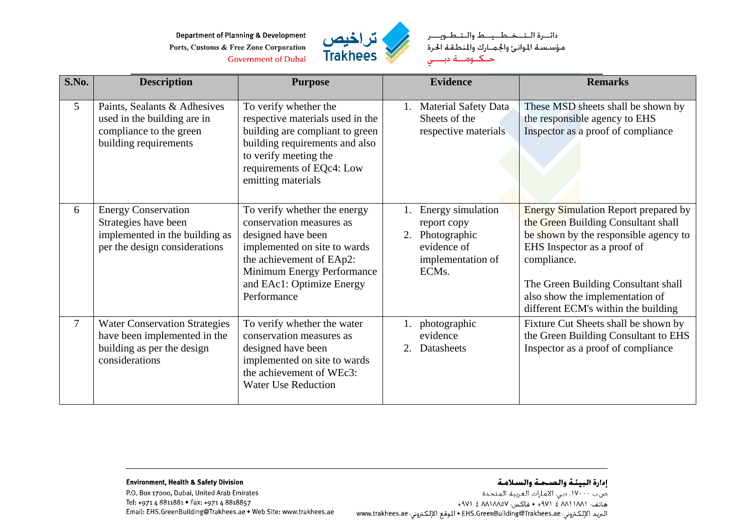| S.No. | Description | Purpose | Evidence | Remarks |
|---|---|---|---|---|
| 5 | Paints, Sealants & Adhesives used in the building are in compliance to the green building requirements | To verify whether the respective materials used in the building are compliant to green building requirements and also to verify meeting the requirements of EQc4: Low emitting materials | 1. Material Safety Data Sheets of the respective materials | These MSD sheets shall be shown by the responsible agency to EHS Inspector as a proof of compliance |
| 6 | Energy Conservation Strategies have been implemented in the building as per the design considerations | To verify whether the energy conservation measures as designed have been implemented on site to wards the achievement of EAp2: Minimum Energy Performance and EAc1: Optimize Energy Performance | 1. Energy simulation report copy<br>2. Photographic evidence of implementation of ECMs. | Energy Simulation Report prepared by the Green Building Consultant shall be shown by the responsible agency to EHS Inspector as a proof of compliance.<br><br>The Green Building Consultant shall also show the implementation of different ECM's within the building |
| 7 | Water Conservation Strategies have been implemented in the building as per the design considerations | To verify whether the water conservation measures as designed have been implemented on site to wards the achievement of WEc3: Water Use Reduction | 1. photographic evidence<br>2. Datasheets | Fixture Cut Sheets shall be shown by the Green Building Consultant to EHS Inspector as a proof of compliance |